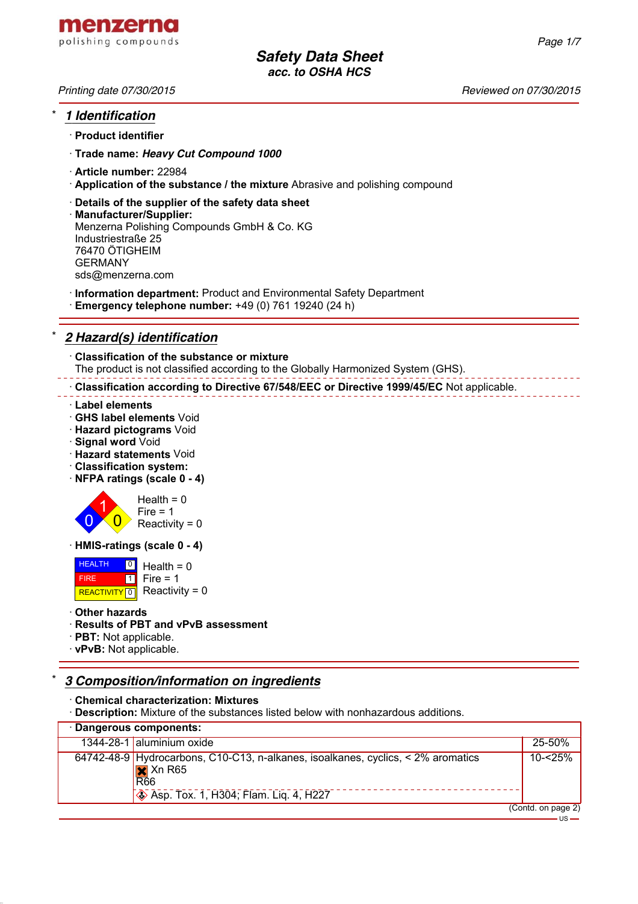# Safety Data Sheet
### acc. to OSHA HCS

Printing date 07/30/2015 Reviewed on 07/30/2015

## * 1 Identification

· **Product identifier**

· **Trade name:** ***Heavy Cut Compound 1000***

· **Article number:** 22984

· **Application of the substance / the mixture** Abrasive and polishing compound

· **Details of the supplier of the safety data sheet**

· **Manufacturer/Supplier:**
Menzerna Polishing Compounds GmbH & Co. KG
Industriestraße 25
76470 ÖTIGHEIM
GERMANY
sds@menzerna.com

· **Information department:** Product and Environmental Safety Department

· **Emergency telephone number:** +49 (0) 761 19240 (24 h)

## * 2 Hazard(s) identification

· **Classification of the substance or mixture**
The product is not classified according to the Globally Harmonized System (GHS).

· **Classification according to Directive 67/548/EEC or Directive 1999/45/EC** Not applicable.

· **Label elements**
· **GHS label elements** Void
· **Hazard pictograms** Void
· **Signal word** Void
· **Hazard statements** Void
· **Classification system:**
· **NFPA ratings (scale 0 - 4)**

Health = 0
Fire = 1
Reactivity = 0

· **HMIS-ratings (scale 0 - 4)**

| | | |
|---|---|---|
| HEALTH | 0 | Health = 0 |
| FIRE | 1 | Fire = 1 |
| REACTIVITY | 0 | Reactivity = 0 |

· **Other hazards**
· **Results of PBT and vPvB assessment**
· **PBT:** Not applicable.
· **vPvB:** Not applicable.

## * 3 Composition/information on ingredients

· **Chemical characterization: Mixtures**
· **Description:** Mixture of the substances listed below with nonhazardous additions.

| · **Dangerous components:** | | |
|---|---|---|
| 1344-28-1 | aluminium oxide | 25-50% |
| 64742-48-9 | Hydrocarbons, C10-C13, n-alkanes, isoalkanes, cyclics, < 2% aromatics<br>Xn R65<br>R66<br>Asp. Tox. 1, H304; Flam. Liq. 4, H227 | 10-<25% |

(Contd. on page 2)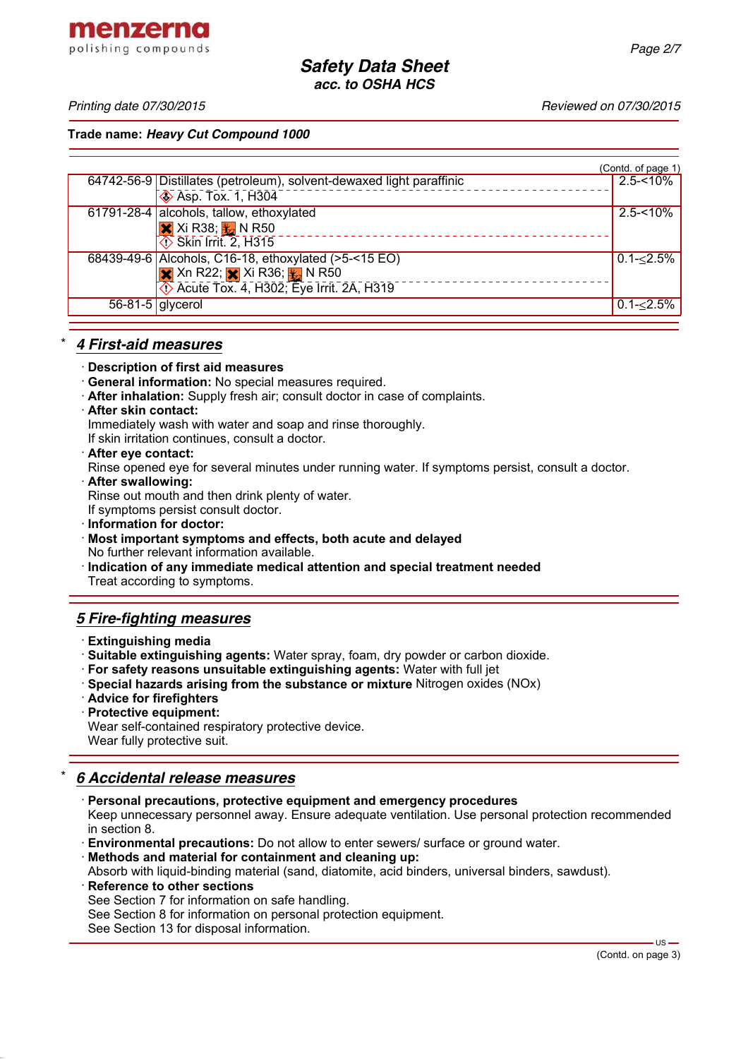Trade name: ***Heavy Cut Compound 1000***

(Contd. of page 1)

| | | |
|---|---|---|
| 64742-56-9 | Distillates (petroleum), solvent-dewaxed light paraffinic<br>Asp. Tox. 1, H304 | 2.5-<10% |
| 61791-28-4 | alcohols, tallow, ethoxylated<br>Xi R38; N R50<br>Skin Irrit. 2, H315 | 2.5-<10% |
| 68439-49-6 | Alcohols, C16-18, ethoxylated (>5-<15 EO)<br>Xn R22; Xi R36; N R50<br>Acute Tox. 4, H302; Eye Irrit. 2A, H319 | 0.1-≤2.5% |
| 56-81-5 | glycerol | 0.1-≤2.5% |

## * 4 First-aid measures

- **Description of first aid measures**
- **General information:** No special measures required.
- **After inhalation:** Supply fresh air; consult doctor in case of complaints.
- **After skin contact:**
  Immediately wash with water and soap and rinse thoroughly.
  If skin irritation continues, consult a doctor.
- **After eye contact:**
  Rinse opened eye for several minutes under running water. If symptoms persist, consult a doctor.
- **After swallowing:**
  Rinse out mouth and then drink plenty of water.
  If symptoms persist consult doctor.
- **Information for doctor:**
- **Most important symptoms and effects, both acute and delayed**
  No further relevant information available.
- **Indication of any immediate medical attention and special treatment needed**
  Treat according to symptoms.

## 5 Fire-fighting measures

- **Extinguishing media**
- **Suitable extinguishing agents:** Water spray, foam, dry powder or carbon dioxide.
- **For safety reasons unsuitable extinguishing agents:** Water with full jet
- **Special hazards arising from the substance or mixture** Nitrogen oxides (NOx)
- **Advice for firefighters**
- **Protective equipment:**
  Wear self-contained respiratory protective device.
  Wear fully protective suit.

## * 6 Accidental release measures

- **Personal precautions, protective equipment and emergency procedures**
  Keep unnecessary personnel away. Ensure adequate ventilation. Use personal protection recommended in section 8.
- **Environmental precautions:** Do not allow to enter sewers/ surface or ground water.
- **Methods and material for containment and cleaning up:**
  Absorb with liquid-binding material (sand, diatomite, acid binders, universal binders, sawdust).
- **Reference to other sections**
  See Section 7 for information on safe handling.
  See Section 8 for information on personal protection equipment.
  See Section 13 for disposal information.

(Contd. on page 3)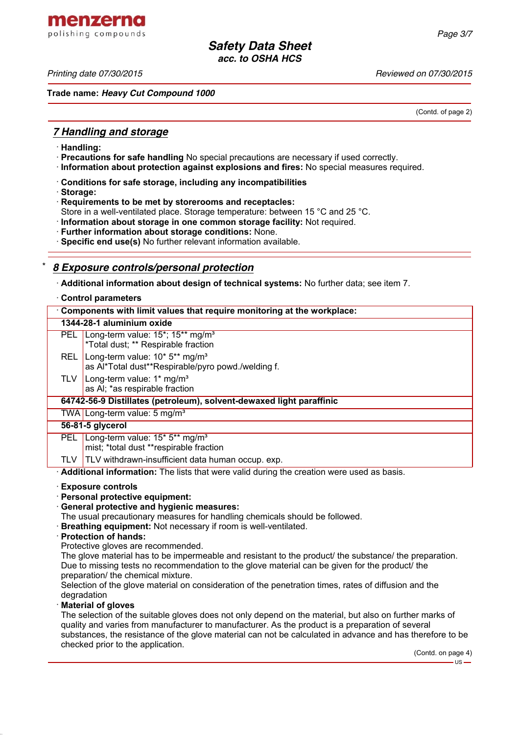Trade name: ***Heavy Cut Compound 1000***

(Contd. of page 2)

## *7 Handling and storage*

· **Handling:**
· **Precautions for safe handling** No special precautions are necessary if used correctly.
· **Information about protection against explosions and fires:** No special measures required.

· **Conditions for safe storage, including any incompatibilities**
· **Storage:**
· **Requirements to be met by storerooms and receptacles:**
Store in a well-ventilated place. Storage temperature: between 15 °C and 25 °C.
· **Information about storage in one common storage facility:** Not required.
· **Further information about storage conditions:** None.
· **Specific end use(s)** No further relevant information available.

\* 
## *8 Exposure controls/personal protection*

· **Additional information about design of technical systems:** No further data; see item 7.

· **Control parameters**

| · **Components with limit values that require monitoring at the workplace:** | |
|---|---|
| **1344-28-1 aluminium oxide** | |
| PEL | Long-term value: 15*; 15** mg/m³<br>*Total dust; ** Respirable fraction |
| REL | Long-term value: 10* 5** mg/m³<br>as Al*Total dust**Respirable/pyro powd./welding f. |
| TLV | Long-term value: 1* mg/m³<br>as Al; *as respirable fraction |
| **64742-56-9 Distillates (petroleum), solvent-dewaxed light paraffinic** | |
| TWA | Long-term value: 5 mg/m³ |
| **56-81-5 glycerol** | |
| PEL | Long-term value: 15* 5** mg/m³<br>mist; *total dust **respirable fraction |
| TLV | TLV withdrawn-insufficient data human occup. exp. |

· **Additional information:** The lists that were valid during the creation were used as basis.

· **Exposure controls**
· **Personal protective equipment:**
· **General protective and hygienic measures:**
The usual precautionary measures for handling chemicals should be followed.
· **Breathing equipment:** Not necessary if room is well-ventilated.
· **Protection of hands:**
Protective gloves are recommended.
The glove material has to be impermeable and resistant to the product/ the substance/ the preparation.
Due to missing tests no recommendation to the glove material can be given for the product/ the preparation/ the chemical mixture.
Selection of the glove material on consideration of the penetration times, rates of diffusion and the degradation
· **Material of gloves**
The selection of the suitable gloves does not only depend on the material, but also on further marks of quality and varies from manufacturer to manufacturer. As the product is a preparation of several substances, the resistance of the glove material can not be calculated in advance and has therefore to be checked prior to the application.

(Contd. on page 4)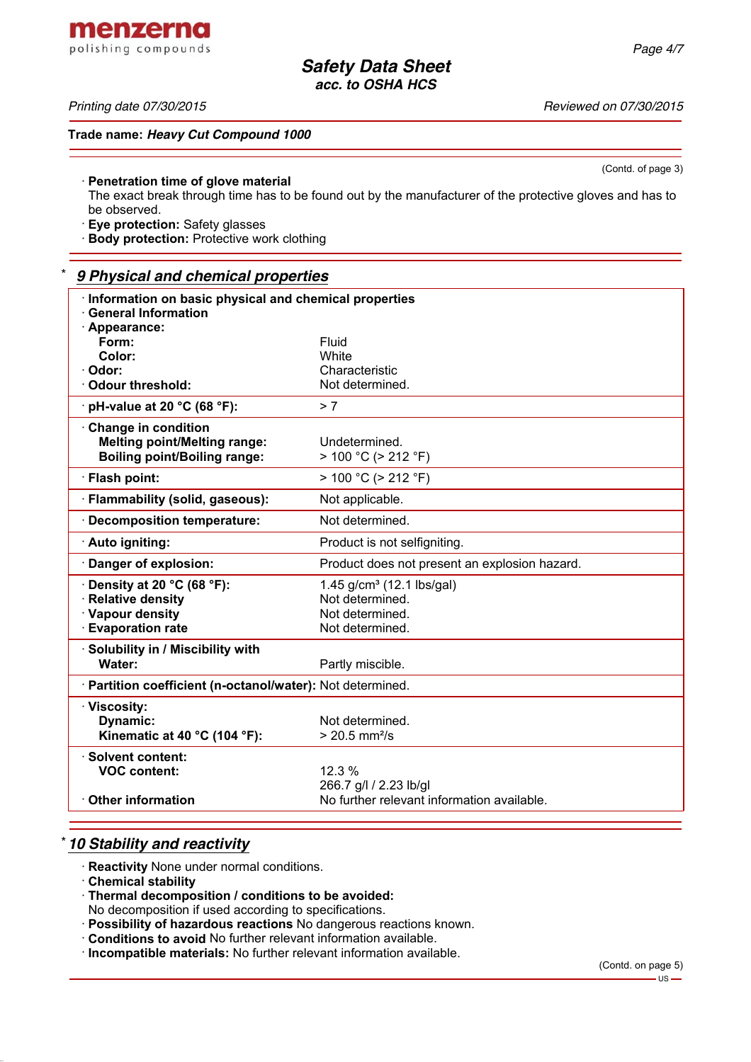Trade name: ***Heavy Cut Compound 1000***

(Contd. of page 3)

· **Penetration time of glove material**
The exact break through time has to be found out by the manufacturer of the protective gloves and has to be observed.
· **Eye protection:** Safety glasses
· **Body protection:** Protective work clothing

## * *9 Physical and chemical properties*

| | |
|---|---|
| · **Information on basic physical and chemical properties** | |
| · **General Information** | |
| · **Appearance:** | |
| **Form:** | Fluid |
| **Color:** | White |
| · **Odor:** | Characteristic |
| · **Odour threshold:** | Not determined. |
| · **pH-value at 20 °C (68 °F):** | > 7 |
| · **Change in condition** | |
| **Melting point/Melting range:** | Undetermined. |
| **Boiling point/Boiling range:** | > 100 °C (> 212 °F) |
| · **Flash point:** | > 100 °C (> 212 °F) |
| · **Flammability (solid, gaseous):** | Not applicable. |
| · **Decomposition temperature:** | Not determined. |
| · **Auto igniting:** | Product is not selfigniting. |
| · **Danger of explosion:** | Product does not present an explosion hazard. |
| · **Density at 20 °C (68 °F):** | 1.45 g/cm³ (12.1 lbs/gal) |
| · **Relative density** | Not determined. |
| · **Vapour density** | Not determined. |
| · **Evaporation rate** | Not determined. |
| · **Solubility in / Miscibility with** | |
| **Water:** | Partly miscible. |
| · **Partition coefficient (n-octanol/water):** | Not determined. |
| · **Viscosity:** | |
| **Dynamic:** | Not determined. |
| **Kinematic at 40 °C (104 °F):** | > 20.5 mm²/s |
| · **Solvent content:** | |
| **VOC content:** | 12.3 % |
| | 266.7 g/l / 2.23 lb/gl |
| · **Other information** | No further relevant information available. |

## * *10 Stability and reactivity*

· **Reactivity** None under normal conditions.
· **Chemical stability**
· **Thermal decomposition / conditions to be avoided:**
No decomposition if used according to specifications.
· **Possibility of hazardous reactions** No dangerous reactions known.
· **Conditions to avoid** No further relevant information available.
· **Incompatible materials:** No further relevant information available.

(Contd. on page 5)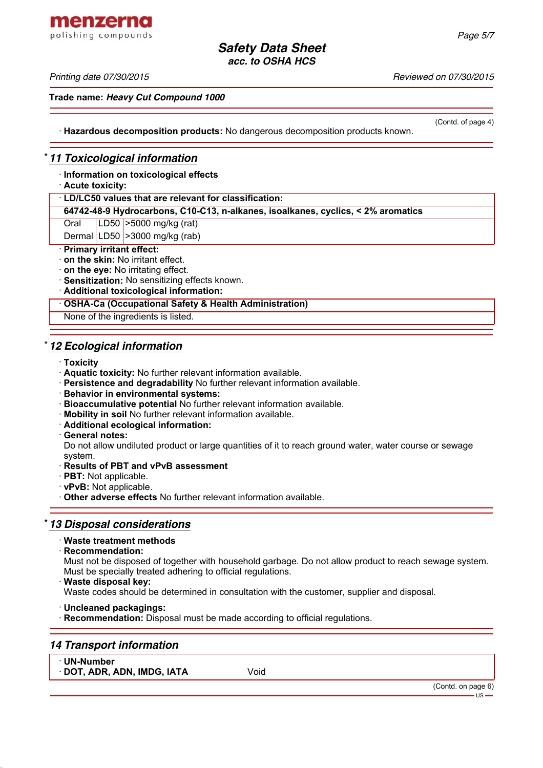Trade name: ***Heavy Cut Compound 1000***

(Contd. of page 4)

· **Hazardous decomposition products:** No dangerous decomposition products known.

## * 11 Toxicological information

· **Information on toxicological effects**
· **Acute toxicity:**

| · LD/LC50 values that are relevant for classification: | | |
|---|---|---|
| **64742-48-9 Hydrocarbons, C10-C13, n-alkanes, isoalkanes, cyclics, < 2% aromatics** | | |
| Oral | LD50 | >5000 mg/kg (rat) |
| Dermal | LD50 | >3000 mg/kg (rab) |

· **Primary irritant effect:**
· **on the skin:** No irritant effect.
· **on the eye:** No irritating effect.
· **Sensitization:** No sensitizing effects known.
· **Additional toxicological information:**

| · OSHA-Ca (Occupational Safety & Health Administration) |
|---|
| None of the ingredients is listed. |

## * 12 Ecological information

· **Toxicity**
· **Aquatic toxicity:** No further relevant information available.
· **Persistence and degradability** No further relevant information available.
· **Behavior in environmental systems:**
· **Bioaccumulative potential** No further relevant information available.
· **Mobility in soil** No further relevant information available.
· **Additional ecological information:**
· **General notes:**
Do not allow undiluted product or large quantities of it to reach ground water, water course or sewage system.
· **Results of PBT and vPvB assessment**
· **PBT:** Not applicable.
· **vPvB:** Not applicable.
· **Other adverse effects** No further relevant information available.

## * 13 Disposal considerations

· **Waste treatment methods**
· **Recommendation:**
Must not be disposed of together with household garbage. Do not allow product to reach sewage system. Must be specially treated adhering to official regulations.
· **Waste disposal key:**
Waste codes should be determined in consultation with the customer, supplier and disposal.

· **Uncleaned packagings:**
· **Recommendation:** Disposal must be made according to official regulations.

## 14 Transport information

| · UN-Number | |
|---|---|
| · DOT, ADR, ADN, IMDG, IATA | Void |

(Contd. on page 6)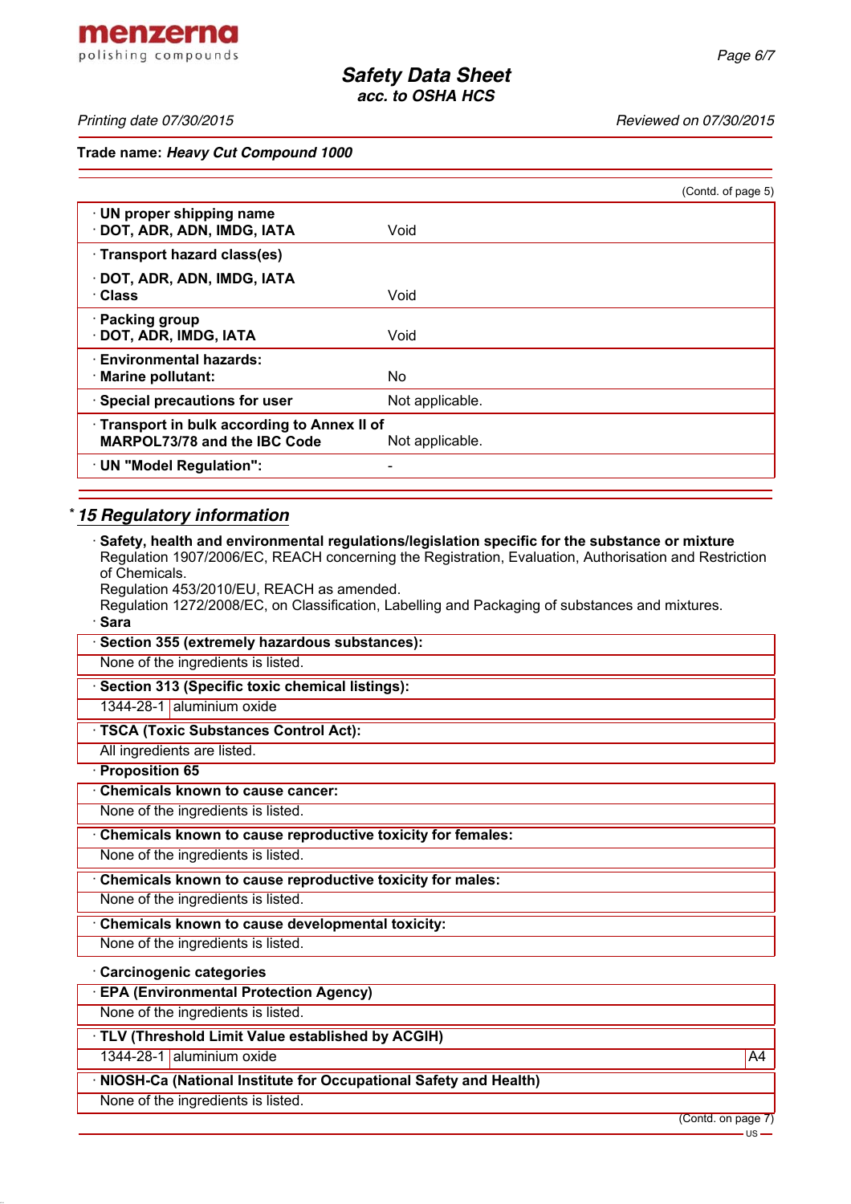Trade name: ***Heavy Cut Compound 1000***

(Contd. of page 5)

| | |
|---|---|
| · **UN proper shipping name**<br>· **DOT, ADR, ADN, IMDG, IATA** | Void |
| · **Transport hazard class(es)**<br>· **DOT, ADR, ADN, IMDG, IATA**<br>· **Class** | Void |
| · **Packing group**<br>· **DOT, ADR, IMDG, IATA** | Void |
| · **Environmental hazards:**<br>· **Marine pollutant:** | No |
| · **Special precautions for user** | Not applicable. |
| · **Transport in bulk according to Annex II of MARPOL73/78 and the IBC Code** | Not applicable. |
| · **UN "Model Regulation":** | - |

## * 15 Regulatory information

· **Safety, health and environmental regulations/legislation specific for the substance or mixture**
Regulation 1907/2006/EC, REACH concerning the Registration, Evaluation, Authorisation and Restriction of Chemicals.
Regulation 453/2010/EU, REACH as amended.
Regulation 1272/2008/EC, on Classification, Labelling and Packaging of substances and mixtures.

· **Sara**

· **Section 355 (extremely hazardous substances):**
None of the ingredients is listed.

· **Section 313 (Specific toxic chemical listings):**

| | |
|---|---|
| 1344-28-1 | aluminium oxide |

· **TSCA (Toxic Substances Control Act):**
All ingredients are listed.

· **Proposition 65**

· **Chemicals known to cause cancer:**
None of the ingredients is listed.

· **Chemicals known to cause reproductive toxicity for females:**
None of the ingredients is listed.

· **Chemicals known to cause reproductive toxicity for males:**
None of the ingredients is listed.

· **Chemicals known to cause developmental toxicity:**
None of the ingredients is listed.

· **Carcinogenic categories**

· **EPA (Environmental Protection Agency)**
None of the ingredients is listed.

· **TLV (Threshold Limit Value established by ACGIH)**

| | | |
|---|---|---|
| 1344-28-1 | aluminium oxide | A4 |

· **NIOSH-Ca (National Institute for Occupational Safety and Health)**
None of the ingredients is listed.

(Contd. on page 7)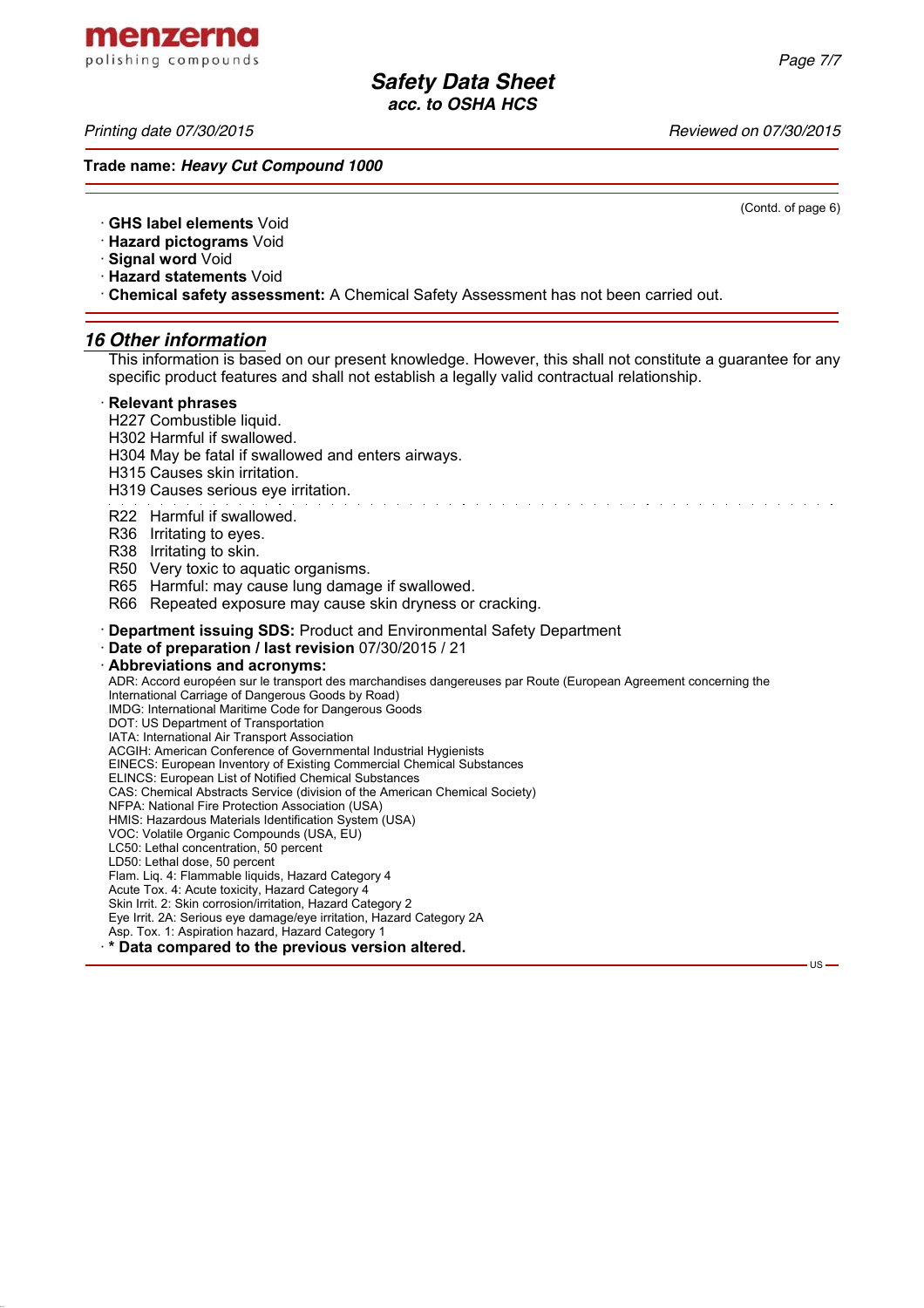(Contd. of page 6)

- **GHS label elements** Void
- **Hazard pictograms** Void
- **Signal word** Void
- **Hazard statements** Void
- **Chemical safety assessment:** A Chemical Safety Assessment has not been carried out.

## 16 Other information

This information is based on our present knowledge. However, this shall not constitute a guarantee for any specific product features and shall not establish a legally valid contractual relationship.

- **Relevant phrases**

H227 Combustible liquid.
H302 Harmful if swallowed.
H304 May be fatal if swallowed and enters airways.
H315 Causes skin irritation.
H319 Causes serious eye irritation.

R22 Harmful if swallowed.
R36 Irritating to eyes.
R38 Irritating to skin.
R50 Very toxic to aquatic organisms.
R65 Harmful: may cause lung damage if swallowed.
R66 Repeated exposure may cause skin dryness or cracking.

- **Department issuing SDS:** Product and Environmental Safety Department
- **Date of preparation / last revision** 07/30/2015 / 21
- **Abbreviations and acronyms:**

ADR: Accord européen sur le transport des marchandises dangereuses par Route (European Agreement concerning the International Carriage of Dangerous Goods by Road)
IMDG: International Maritime Code for Dangerous Goods
DOT: US Department of Transportation
IATA: International Air Transport Association
ACGIH: American Conference of Governmental Industrial Hygienists
EINECS: European Inventory of Existing Commercial Chemical Substances
ELINCS: European List of Notified Chemical Substances
CAS: Chemical Abstracts Service (division of the American Chemical Society)
NFPA: National Fire Protection Association (USA)
HMIS: Hazardous Materials Identification System (USA)
VOC: Volatile Organic Compounds (USA, EU)
LC50: Lethal concentration, 50 percent
LD50: Lethal dose, 50 percent
Flam. Liq. 4: Flammable liquids, Hazard Category 4
Acute Tox. 4: Acute toxicity, Hazard Category 4
Skin Irrit. 2: Skin corrosion/irritation, Hazard Category 2
Eye Irrit. 2A: Serious eye damage/eye irritation, Hazard Category 2A
Asp. Tox. 1: Aspiration hazard, Hazard Category 1

- **\* Data compared to the previous version altered.**